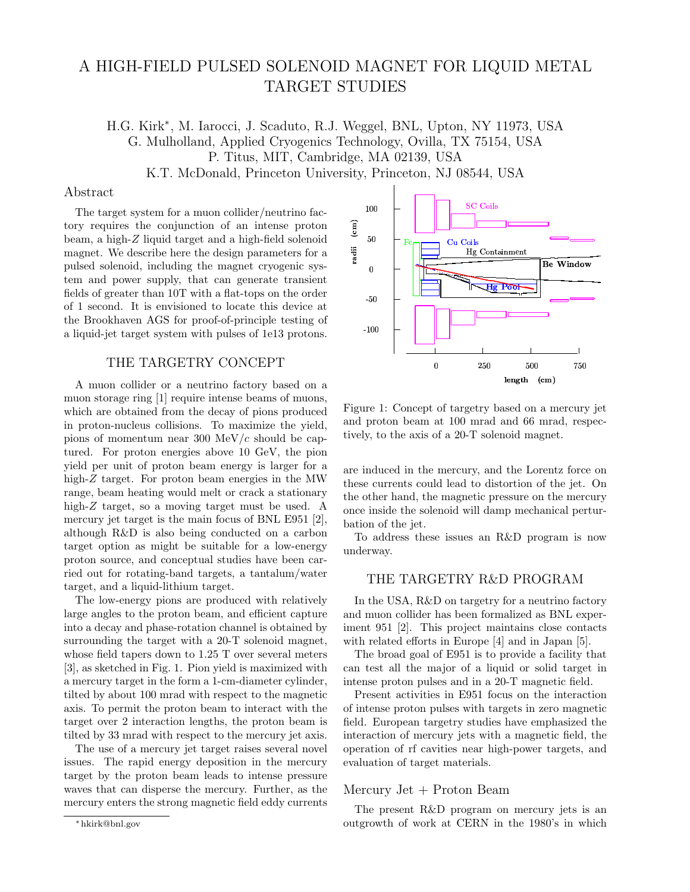// A HIGH-FIELD PULSED SOLENOID MAGNET FOR LIQUID METAL TARGET STUDIES

H.G. Kirk*, M. Iarocci, J. Scaduto, R.J. Weggel, BNL, Upton, NY 11973, USA
G. Mulholland, Applied Cryogenics Technology, Ovilla, TX 75154, USA
P. Titus, MIT, Cambridge, MA 02139, USA
K.T. McDonald, Princeton University, Princeton, NJ 08544, USA

## Abstract

The target system for a muon collider/neutrino factory requires the conjunction of an intense proton beam, a high-$Z$ liquid target and a high-field solenoid magnet. We describe here the design parameters for a pulsed solenoid, including the magnet cryogenic system and power supply, that can generate transient fields of greater than 10T with a flat-tops on the order of 1 second. It is envisioned to locate this device at the Brookhaven AGS for proof-of-principle testing of a liquid-jet target system with pulses of 1e13 protons.

## THE TARGETRY CONCEPT

A muon collider or a neutrino factory based on a muon storage ring [1] require intense beams of muons, which are obtained from the decay of pions produced in proton-nucleus collisions. To maximize the yield, pions of momentum near 300 MeV/$c$ should be captured. For proton energies above 10 GeV, the pion yield per unit of proton beam energy is larger for a high-$Z$ target. For proton beam energies in the MW range, beam heating would melt or crack a stationary high-$Z$ target, so a moving target must be used. A mercury jet target is the main focus of BNL E951 [2], although R&D is also being conducted on a carbon target option as might be suitable for a low-energy proton source, and conceptual studies have been carried out for rotating-band targets, a tantalum/water target, and a liquid-lithium target.

The low-energy pions are produced with relatively large angles to the proton beam, and efficient capture into a decay and phase-rotation channel is obtained by surrounding the target with a 20-T solenoid magnet, whose field tapers down to 1.25 T over several meters [3], as sketched in Fig. 1. Pion yield is maximized with a mercury target in the form a 1-cm-diameter cylinder, tilted by about 100 mrad with respect to the magnetic axis. To permit the proton beam to interact with the target over 2 interaction lengths, the proton beam is tilted by 33 mrad with respect to the mercury jet axis.

The use of a mercury jet target raises several novel issues. The rapid energy deposition in the mercury target by the proton beam leads to intense pressure waves that can disperse the mercury. Further, as the mercury enters the strong magnetic field eddy currents are induced in the mercury, and the Lorentz force on these currents could lead to distortion of the jet. On the other hand, the magnetic pressure on the mercury once inside the solenoid will damp mechanical perturbation of the jet.

Figure 1: Concept of targetry based on a mercury jet and proton beam at 100 mrad and 66 mrad, respectively, to the axis of a 20-T solenoid magnet.

To address these issues an R&D program is now underway.

## THE TARGETRY R&D PROGRAM

In the USA, R&D on targetry for a neutrino factory and muon collider has been formalized as BNL experiment 951 [2]. This project maintains close contacts with related efforts in Europe [4] and in Japan [5].

The broad goal of E951 is to provide a facility that can test all the major of a liquid or solid target in intense proton pulses and in a 20-T magnetic field.

Present activities in E951 focus on the interaction of intense proton pulses with targets in zero magnetic field. European targetry studies have emphasized the interaction of mercury jets with a magnetic field, the operation of rf cavities near high-power targets, and evaluation of target materials.

### Mercury Jet + Proton Beam

The present R&D program on mercury jets is an outgrowth of work at CERN in the 1980's in which

*hkirk@bnl.gov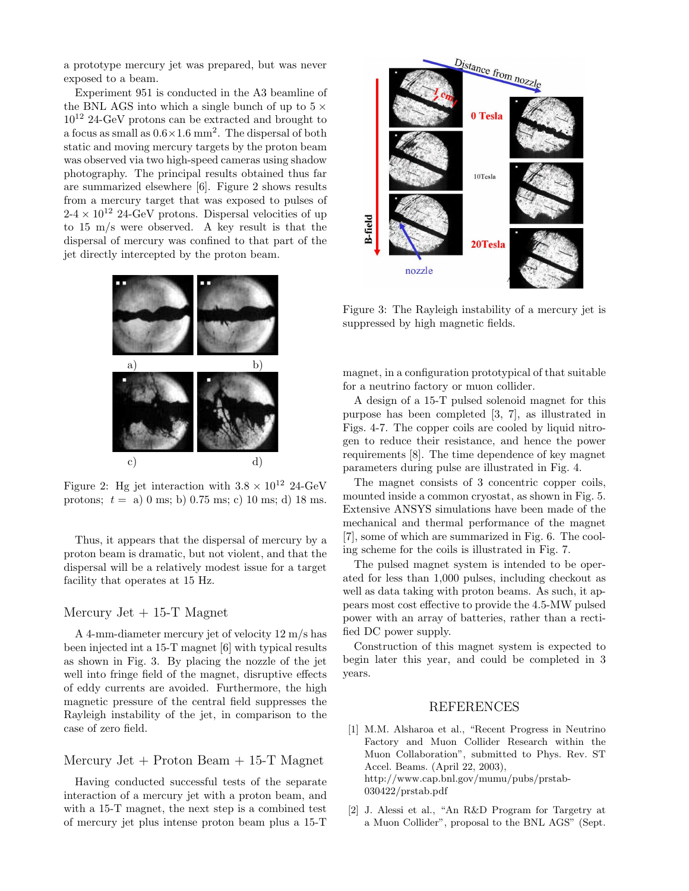a prototype mercury jet was prepared, but was never exposed to a beam.

Experiment 951 is conducted in the A3 beamline of the BNL AGS into which a single bunch of up to $5 \times 10^{12}$ 24-GeV protons can be extracted and brought to a focus as small as $0.6 \times 1.6$ mm$^2$. The dispersal of both static and moving mercury targets by the proton beam was observed via two high-speed cameras using shadow photography. The principal results obtained thus far are summarized elsewhere [6]. Figure 2 shows results from a mercury target that was exposed to pulses of 2-4 $\times$ $10^{12}$ 24-GeV protons. Dispersal velocities of up to 15 m/s were observed. A key result is that the dispersal of mercury was confined to that part of the jet directly intercepted by the proton beam.

Figure 2: Hg jet interaction with $3.8 \times 10^{12}$ 24-GeV protons; $t =$ a) 0 ms; b) 0.75 ms; c) 10 ms; d) 18 ms.

Thus, it appears that the dispersal of mercury by a proton beam is dramatic, but not violent, and that the dispersal will be a relatively modest issue for a target facility that operates at 15 Hz.

## Mercury Jet + 15-T Magnet

A 4-mm-diameter mercury jet of velocity 12 m/s has been injected int a 15-T magnet [6] with typical results as shown in Fig. 3. By placing the nozzle of the jet well into fringe field of the magnet, disruptive effects of eddy currents are avoided. Furthermore, the high magnetic pressure of the central field suppresses the Rayleigh instability of the jet, in comparison to the case of zero field.

## Mercury Jet + Proton Beam + 15-T Magnet

Having conducted successful tests of the separate interaction of a mercury jet with a proton beam, and with a 15-T magnet, the next step is a combined test of mercury jet plus intense proton beam plus a 15-T magnet, in a configuration prototypical of that suitable for a neutrino factory or muon collider.

Figure 3: The Rayleigh instability of a mercury jet is suppressed by high magnetic fields.

A design of a 15-T pulsed solenoid magnet for this purpose has been completed [3, 7], as illustrated in Figs. 4-7. The copper coils are cooled by liquid nitrogen to reduce their resistance, and hence the power requirements [8]. The time dependence of key magnet parameters during pulse are illustrated in Fig. 4.

The magnet consists of 3 concentric copper coils, mounted inside a common cryostat, as shown in Fig. 5. Extensive ANSYS simulations have been made of the mechanical and thermal performance of the magnet [7], some of which are summarized in Fig. 6. The cooling scheme for the coils is illustrated in Fig. 7.

The pulsed magnet system is intended to be operated for less than 1,000 pulses, including checkout as well as data taking with proton beams. As such, it appears most cost effective to provide the 4.5-MW pulsed power with an array of batteries, rather than a rectified DC power supply.

Construction of this magnet system is expected to begin later this year, and could be completed in 3 years.

## REFERENCES

[1] M.M. Alsharoa et al., "Recent Progress in Neutrino Factory and Muon Collider Research within the Muon Collaboration", submitted to Phys. Rev. ST Accel. Beams. (April 22, 2003), http://www.cap.bnl.gov/mumu/pubs/prstab-030422/prstab.pdf

[2] J. Alessi et al., "An R&D Program for Targetry at a Muon Collider", proposal to the BNL AGS" (Sept.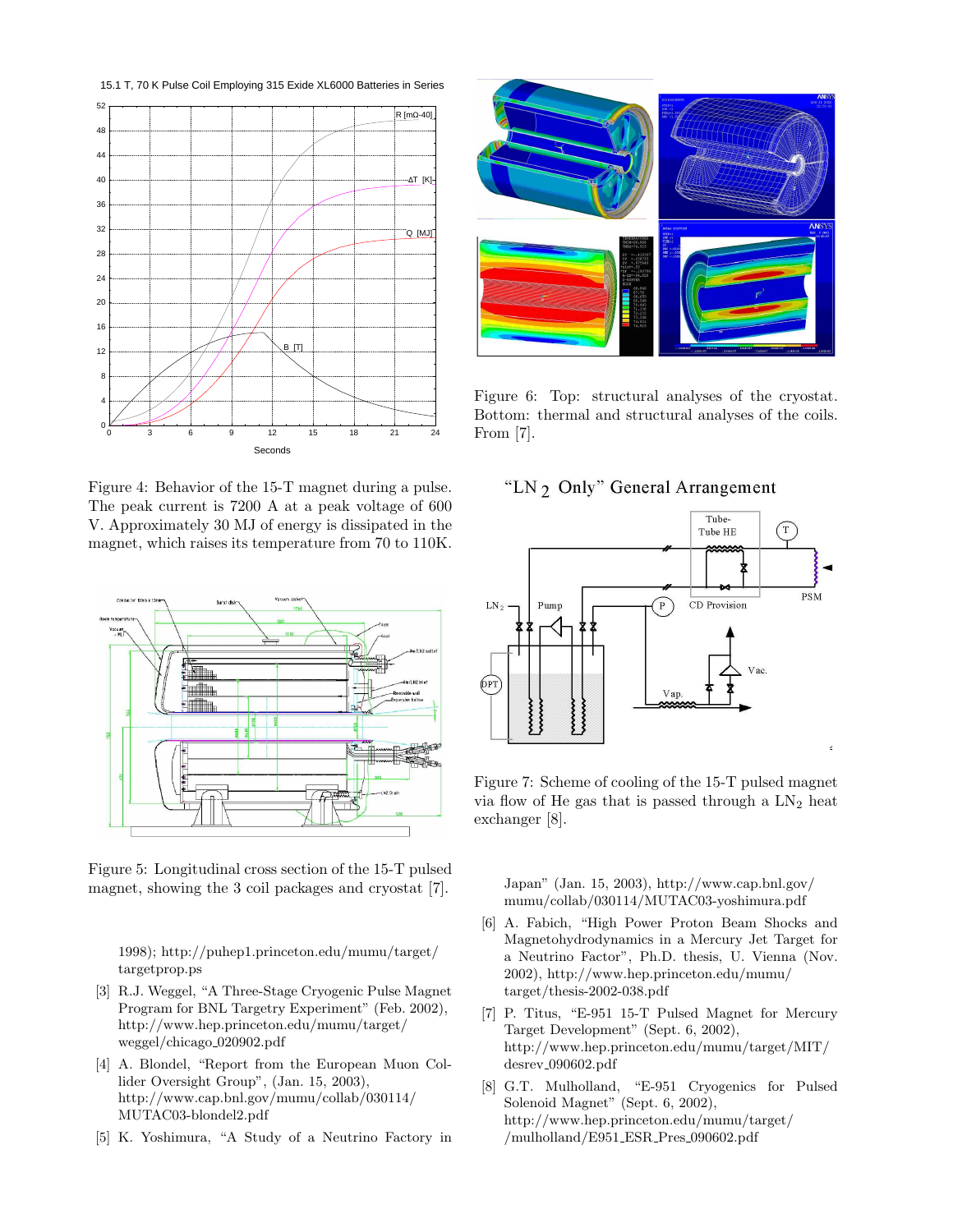15.1 T, 70 K Pulse Coil Employing 315 Exide XL6000 Batteries in Series

R [mΩ-40]

ΔT [K]

Q [MJ]

B [T]

Seconds

Figure 4: Behavior of the 15-T magnet during a pulse. The peak current is 7200 A at a peak voltage of 600 V. Approximately 30 MJ of energy is dissipated in the magnet, which raises its temperature from 70 to 110K.

Figure 5: Longitudinal cross section of the 15-T pulsed magnet, showing the 3 coil packages and cryostat [7].

Figure 6: Top: structural analyses of the cryostat. Bottom: thermal and structural analyses of the coils. From [7].

"$LN_2$ Only" General Arrangement

Figure 7: Scheme of cooling of the 15-T pulsed magnet via flow of He gas that is passed through a $LN_2$ heat exchanger [8].

1998); http://puhep1.princeton.edu/mumu/target/targetprop.ps

[3] R.J. Weggel, "A Three-Stage Cryogenic Pulse Magnet Program for BNL Targetry Experiment" (Feb. 2002), http://www.hep.princeton.edu/mumu/target/weggel/chicago_020902.pdf

[4] A. Blondel, "Report from the European Muon Collider Oversight Group", (Jan. 15, 2003), http://www.cap.bnl.gov/mumu/collab/030114/MUTAC03-blondel2.pdf

[5] K. Yoshimura, "A Study of a Neutrino Factory in Japan" (Jan. 15, 2003), http://www.cap.bnl.gov/mumu/collab/030114/MUTAC03-yoshimura.pdf

[6] A. Fabich, "High Power Proton Beam Shocks and Magnetohydrodynamics in a Mercury Jet Target for a Neutrino Factor", Ph.D. thesis, U. Vienna (Nov. 2002), http://www.hep.princeton.edu/mumu/target/thesis-2002-038.pdf

[7] P. Titus, "E-951 15-T Pulsed Magnet for Mercury Target Development" (Sept. 6, 2002), http://www.hep.princeton.edu/mumu/target/MIT/desrev_090602.pdf

[8] G.T. Mulholland, "E-951 Cryogenics for Pulsed Solenoid Magnet" (Sept. 6, 2002), http://www.hep.princeton.edu/mumu/target//mulholland/E951_ESR_Pres_090602.pdf